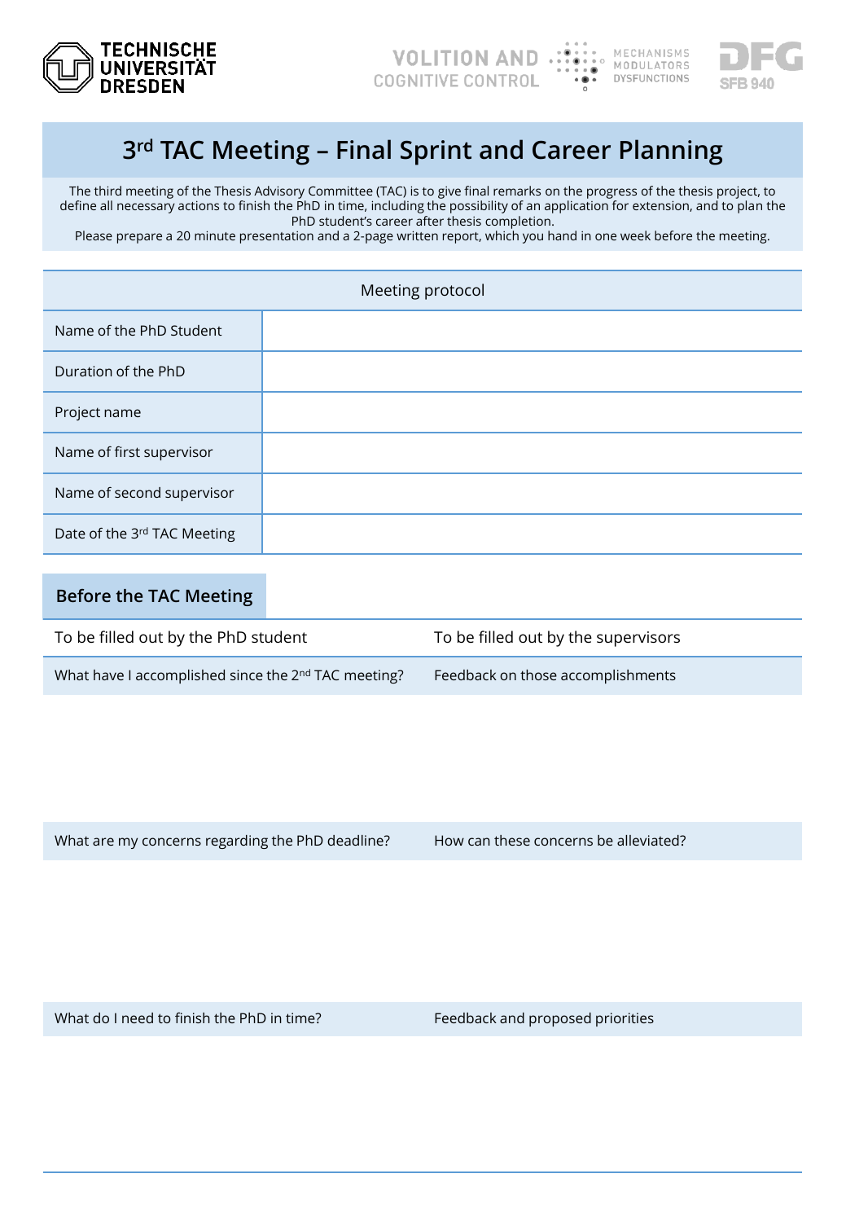# 3rd TAC Meeting – Final Sprint and Career Planning

The third meeting of the Thesis Advisory Committee (TAC) is to give final remarks on the progress of the thesis project, to define all necessary actions to finish the PhD in time, including the possibility of an application for extension, and to plan the PhD student's career after thesis completion.

Please prepare a 20 minute presentation and a 2-page written report, which you hand in one week before the meeting.

| Meeting protocol | |
|---|---|
| Name of the PhD Student | |
| Duration of the PhD | |
| Project name | |
| Name of first supervisor | |
| Name of second supervisor | |
| Date of the 3rd TAC Meeting | |

## Before the TAC Meeting

| To be filled out by the PhD student | To be filled out by the supervisors |
|---|---|
| What have I accomplished since the 2nd TAC meeting? | Feedback on those accomplishments |
| | |
| What are my concerns regarding the PhD deadline? | How can these concerns be alleviated? |
| | |
| What do I need to finish the PhD in time? | Feedback and proposed priorities |
| | |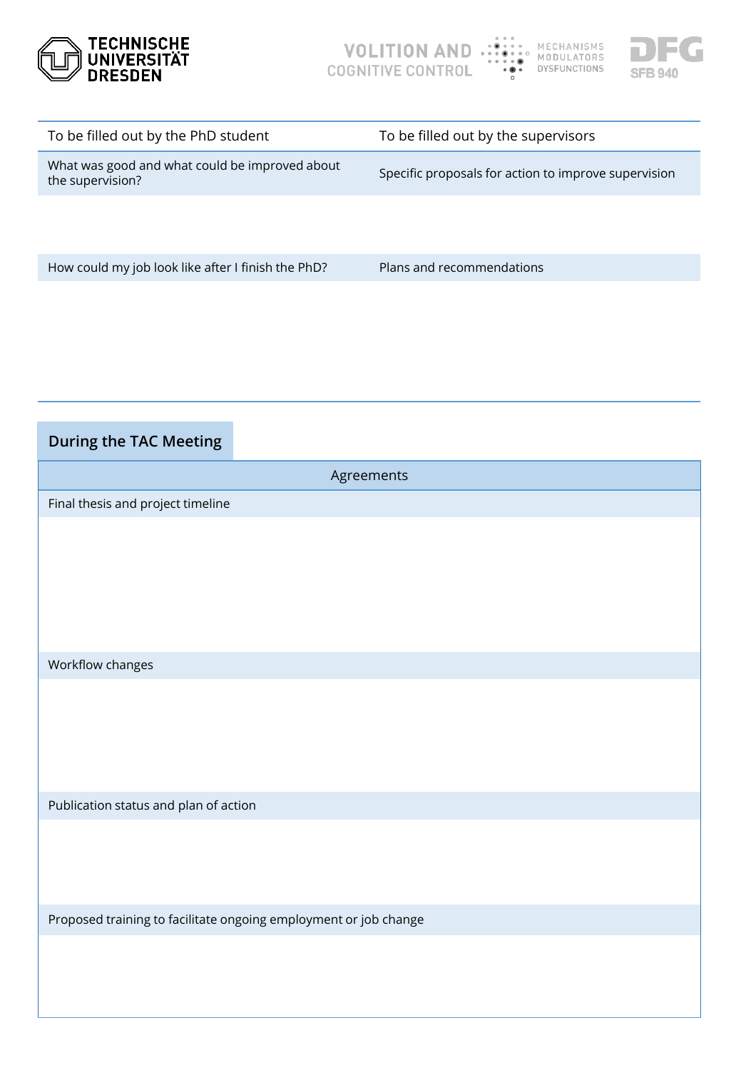| To be filled out by the PhD student | To be filled out by the supervisors |
|---|---|
| What was good and what could be improved about the supervision? | Specific proposals for action to improve supervision |
| | |
| How could my job look like after I finish the PhD? | Plans and recommendations |
| | |

## During the TAC Meeting

| Agreements |
|---|
| Final thesis and project timeline |
| |
| Workflow changes |
| |
| Publication status and plan of action |
| |
| Proposed training to facilitate ongoing employment or job change |
| |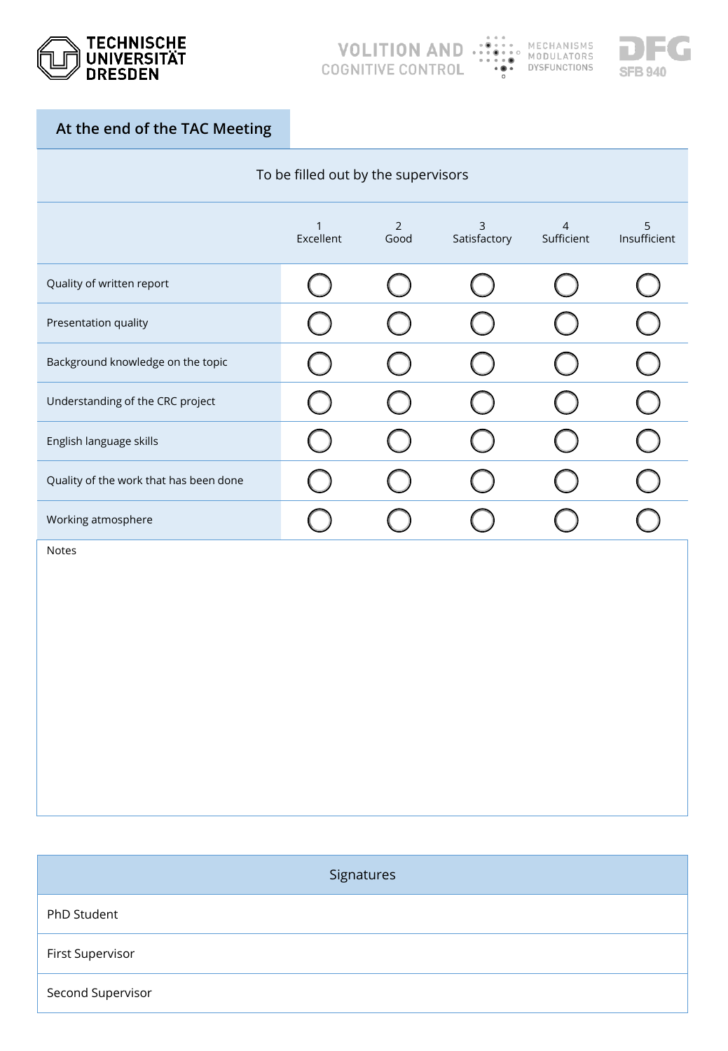## At the end of the TAC Meeting

To be filled out by the supervisors

| | 1 Excellent | 2 Good | 3 Satisfactory | 4 Sufficient | 5 Insufficient |
|---|---|---|---|---|---|
| Quality of written report | ◯ | ◯ | ◯ | ◯ | ◯ |
| Presentation quality | ◯ | ◯ | ◯ | ◯ | ◯ |
| Background knowledge on the topic | ◯ | ◯ | ◯ | ◯ | ◯ |
| Understanding of the CRC project | ◯ | ◯ | ◯ | ◯ | ◯ |
| English language skills | ◯ | ◯ | ◯ | ◯ | ◯ |
| Quality of the work that has been done | ◯ | ◯ | ◯ | ◯ | ◯ |
| Working atmosphere | ◯ | ◯ | ◯ | ◯ | ◯ |

Notes

| Signatures |
|---|
| PhD Student |
| First Supervisor |
| Second Supervisor |